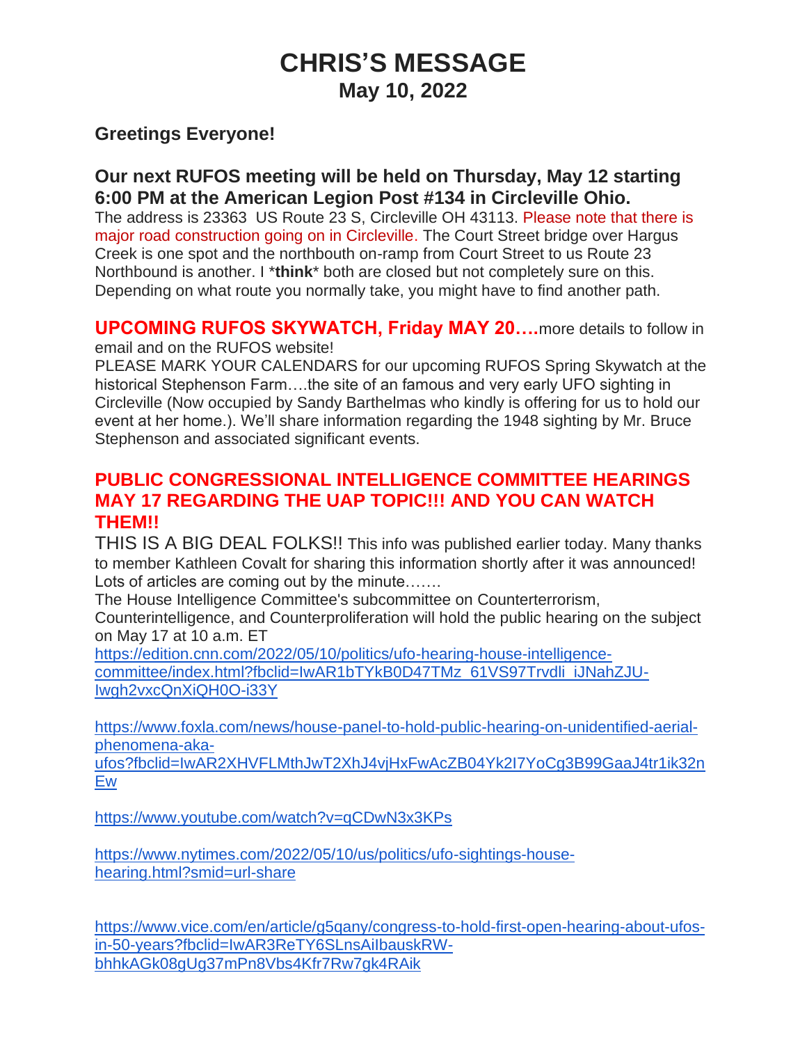# CHRIS'S MESSAGE

## May 10, 2022

### Greetings Everyone!

### Our next RUFOS meeting will be held on Thursday, May 12 starting 6:00 PM at the American Legion Post #134 in Circleville Ohio.

The address is 23363 US Route 23 S, Circleville OH 43113. Please note that there is major road construction going on in Circleville. The Court Street bridge over Hargus Creek is one spot and the northbouth on-ramp from Court Street to us Route 23 Northbound is another. I *​**think**​* both are closed but not completely sure on this. Depending on what route you normally take, you might have to find another path.

**UPCOMING RUFOS SKYWATCH, Friday MAY 20….**more details to follow in email and on the RUFOS website!

PLEASE MARK YOUR CALENDARS for our upcoming RUFOS Spring Skywatch at the historical Stephenson Farm….the site of an famous and very early UFO sighting in Circleville (Now occupied by Sandy Barthelmas who kindly is offering for us to hold our event at her home.). We'll share information regarding the 1948 sighting by Mr. Bruce Stephenson and associated significant events.

### PUBLIC CONGRESSIONAL INTELLIGENCE COMMITTEE HEARINGS MAY 17 REGARDING THE UAP TOPIC!!! AND YOU CAN WATCH THEM!!

THIS IS A BIG DEAL FOLKS!! This info was published earlier today. Many thanks to member Kathleen Covalt for sharing this information shortly after it was announced! Lots of articles are coming out by the minute…….

The House Intelligence Committee's subcommittee on Counterterrorism, Counterintelligence, and Counterproliferation will hold the public hearing on the subject on May 17 at 10 a.m. ET

https://edition.cnn.com/2022/05/10/politics/ufo-hearing-house-intelligence-committee/index.html?fbclid=IwAR1bTYkB0D47TMz_61VS97Trvdli_iJNahZJU-Iwgh2vxcQnXiQH0O-i33Y

https://www.foxla.com/news/house-panel-to-hold-public-hearing-on-unidentified-aerial-phenomena-aka-ufos?fbclid=IwAR2XHVFLMthJwT2XhJ4vjHxFwAcZB04Yk2I7YoCg3B99GaaJ4tr1ik32nEw

https://www.youtube.com/watch?v=qCDwN3x3KPs

https://www.nytimes.com/2022/05/10/us/politics/ufo-sightings-house-hearing.html?smid=url-share

https://www.vice.com/en/article/g5qany/congress-to-hold-first-open-hearing-about-ufos-in-50-years?fbclid=IwAR3ReTY6SLnsAiIbauskRW-bhhkAGk08gUg37mPn8Vbs4Kfr7Rw7gk4RAik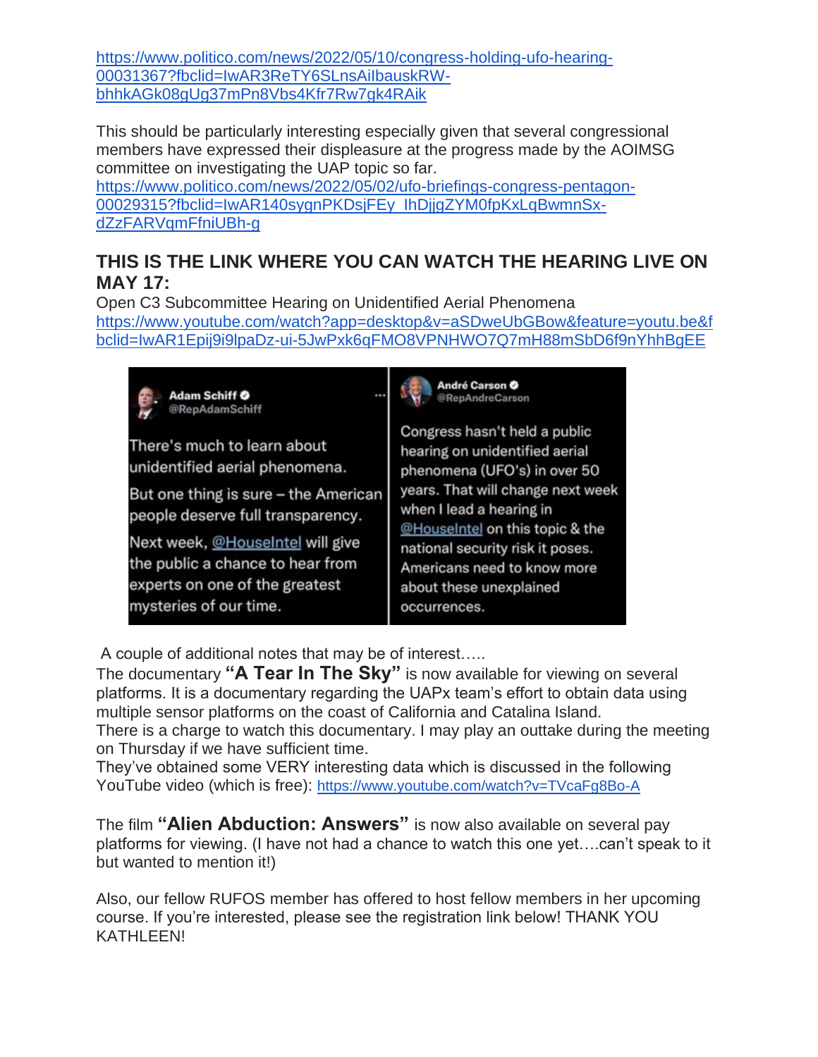https://www.politico.com/news/2022/05/10/congress-holding-ufo-hearing-00031367?fbclid=IwAR3ReTY6SLnsAilbauskRW-bhhkAGk08gUg37mPn8Vbs4Kfr7Rw7gk4RAik

This should be particularly interesting especially given that several congressional members have expressed their displeasure at the progress made by the AOIMSG committee on investigating the UAP topic so far.
https://www.politico.com/news/2022/05/02/ufo-briefings-congress-pentagon-00029315?fbclid=IwAR140sygnPKDsjFEy_IhDjjgZYM0fpKxLqBwmnSx-dZzFARVqmFfniUBh-g

## THIS IS THE LINK WHERE YOU CAN WATCH THE HEARING LIVE ON MAY 17:

Open C3 Subcommittee Hearing on Unidentified Aerial Phenomena
https://www.youtube.com/watch?app=desktop&v=aSDweUbGBow&feature=youtu.be&fbclid=IwAR1Epij9i9lpaDz-ui-5JwPxk6qFMO8VPNHWO7Q7mH88mSbD6f9nYhhBgEE

Adam Schiff
@RepAdamSchiff

There's much to learn about unidentified aerial phenomena.

But one thing is sure – the American people deserve full transparency.

Next week, @HouseIntel will give the public a chance to hear from experts on one of the greatest mysteries of our time.

André Carson
@RepAndreCarson

Congress hasn't held a public hearing on unidentified aerial phenomena (UFO's) in over 50 years. That will change next week when I lead a hearing in @HouseIntel on this topic & the national security risk it poses. Americans need to know more about these unexplained occurrences.

A couple of additional notes that may be of interest…..
The documentary **"A Tear In The Sky"** is now available for viewing on several platforms. It is a documentary regarding the UAPx team's effort to obtain data using multiple sensor platforms on the coast of California and Catalina Island.
There is a charge to watch this documentary. I may play an outtake during the meeting on Thursday if we have sufficient time.
They've obtained some VERY interesting data which is discussed in the following YouTube video (which is free): https://www.youtube.com/watch?v=TVcaFg8Bo-A

The film **"Alien Abduction: Answers"** is now also available on several pay platforms for viewing. (I have not had a chance to watch this one yet….can't speak to it but wanted to mention it!)

Also, our fellow RUFOS member has offered to host fellow members in her upcoming course. If you're interested, please see the registration link below! THANK YOU KATHLEEN!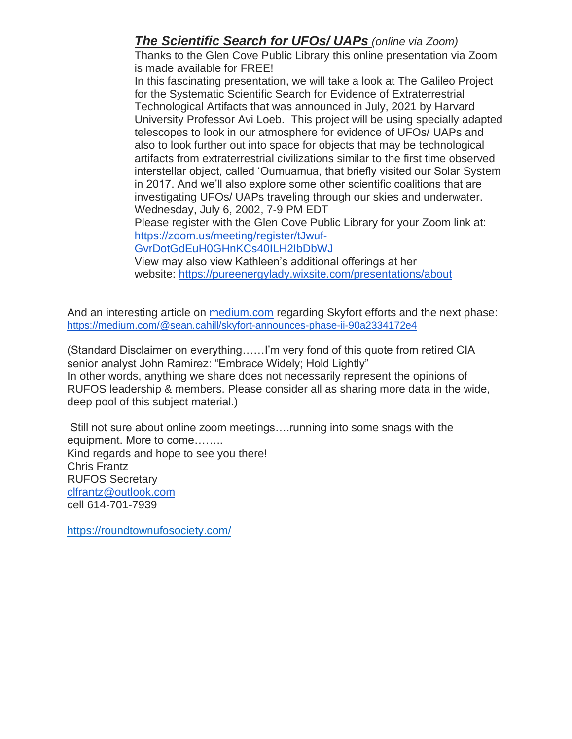***The Scientific Search for UFOs/ UAPs*** *(online via Zoom)*
Thanks to the Glen Cove Public Library this online presentation via Zoom is made available for FREE!
In this fascinating presentation, we will take a look at The Galileo Project for the Systematic Scientific Search for Evidence of Extraterrestrial Technological Artifacts that was announced in July, 2021 by Harvard University Professor Avi Loeb. This project will be using specially adapted telescopes to look in our atmosphere for evidence of UFOs/ UAPs and also to look further out into space for objects that may be technological artifacts from extraterrestrial civilizations similar to the first time observed interstellar object, called 'Oumuamua, that briefly visited our Solar System in 2017. And we'll also explore some other scientific coalitions that are investigating UFOs/ UAPs traveling through our skies and underwater.
Wednesday, July 6, 2002, 7-9 PM EDT
Please register with the Glen Cove Public Library for your Zoom link at: https://zoom.us/meeting/register/tJwuf-GvrDotGdEuH0GHnKCs40ILH2IbDbWJ
View may also view Kathleen's additional offerings at her website: https://pureenergylady.wixsite.com/presentations/about

And an interesting article on medium.com regarding Skyfort efforts and the next phase: https://medium.com/@sean.cahill/skyfort-announces-phase-ii-90a2334172e4

(Standard Disclaimer on everything……I'm very fond of this quote from retired CIA senior analyst John Ramirez: "Embrace Widely; Hold Lightly"
In other words, anything we share does not necessarily represent the opinions of RUFOS leadership & members. Please consider all as sharing more data in the wide, deep pool of this subject material.)

Still not sure about online zoom meetings….running into some snags with the equipment. More to come……..
Kind regards and hope to see you there!
Chris Frantz
RUFOS Secretary
clfrantz@outlook.com
cell 614-701-7939

https://roundtownufosociety.com/